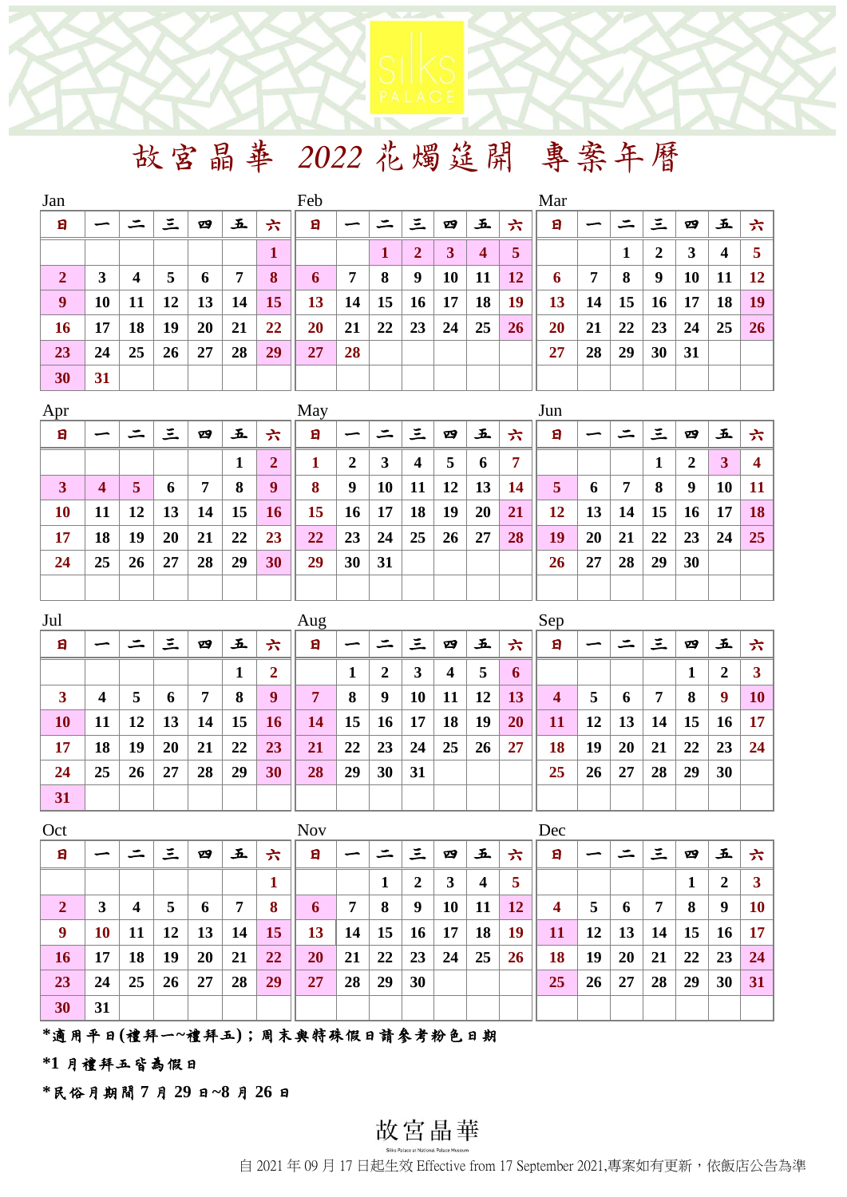SILKS PALACE

# 故宮晶華 2022花燭筵開 專案年曆

Jan

| 日 | 一 | 二 | 三 | 四 | 五 | 六 |
|---|---|---|---|---|---|---|
| | | | | | | 1 |
| 2 | 3 | 4 | 5 | 6 | 7 | 8 |
| 9 | 10 | 11 | 12 | 13 | 14 | 15 |
| 16 | 17 | 18 | 19 | 20 | 21 | 22 |
| 23 | 24 | 25 | 26 | 27 | 28 | 29 |
| 30 | 31 | | | | | |

Feb

| 日 | 一 | 二 | 三 | 四 | 五 | 六 |
|---|---|---|---|---|---|---|
| | | 1 | 2 | 3 | 4 | 5 |
| 6 | 7 | 8 | 9 | 10 | 11 | 12 |
| 13 | 14 | 15 | 16 | 17 | 18 | 19 |
| 20 | 21 | 22 | 23 | 24 | 25 | 26 |
| 27 | 28 | | | | | |

Mar

| 日 | 一 | 二 | 三 | 四 | 五 | 六 |
|---|---|---|---|---|---|---|
| | | 1 | 2 | 3 | 4 | 5 |
| 6 | 7 | 8 | 9 | 10 | 11 | 12 |
| 13 | 14 | 15 | 16 | 17 | 18 | 19 |
| 20 | 21 | 22 | 23 | 24 | 25 | 26 |
| 27 | 28 | 29 | 30 | 31 | | |

Apr

| 日 | 一 | 二 | 三 | 四 | 五 | 六 |
|---|---|---|---|---|---|---|
| | | | | | 1 | 2 |
| 3 | 4 | 5 | 6 | 7 | 8 | 9 |
| 10 | 11 | 12 | 13 | 14 | 15 | 16 |
| 17 | 18 | 19 | 20 | 21 | 22 | 23 |
| 24 | 25 | 26 | 27 | 28 | 29 | 30 |

May

| 日 | 一 | 二 | 三 | 四 | 五 | 六 |
|---|---|---|---|---|---|---|
| 1 | 2 | 3 | 4 | 5 | 6 | 7 |
| 8 | 9 | 10 | 11 | 12 | 13 | 14 |
| 15 | 16 | 17 | 18 | 19 | 20 | 21 |
| 22 | 23 | 24 | 25 | 26 | 27 | 28 |
| 29 | 30 | 31 | | | | |

Jun

| 日 | 一 | 二 | 三 | 四 | 五 | 六 |
|---|---|---|---|---|---|---|
| | | | 1 | 2 | 3 | 4 |
| 5 | 6 | 7 | 8 | 9 | 10 | 11 |
| 12 | 13 | 14 | 15 | 16 | 17 | 18 |
| 19 | 20 | 21 | 22 | 23 | 24 | 25 |
| 26 | 27 | 28 | 29 | 30 | | |

Jul

| 日 | 一 | 二 | 三 | 四 | 五 | 六 |
|---|---|---|---|---|---|---|
| | | | | | 1 | 2 |
| 3 | 4 | 5 | 6 | 7 | 8 | 9 |
| 10 | 11 | 12 | 13 | 14 | 15 | 16 |
| 17 | 18 | 19 | 20 | 21 | 22 | 23 |
| 24 | 25 | 26 | 27 | 28 | 29 | 30 |
| 31 | | | | | | |

Aug

| 日 | 一 | 二 | 三 | 四 | 五 | 六 |
|---|---|---|---|---|---|---|
| | 1 | 2 | 3 | 4 | 5 | 6 |
| 7 | 8 | 9 | 10 | 11 | 12 | 13 |
| 14 | 15 | 16 | 17 | 18 | 19 | 20 |
| 21 | 22 | 23 | 24 | 25 | 26 | 27 |
| 28 | 29 | 30 | 31 | | | |

Sep

| 日 | 一 | 二 | 三 | 四 | 五 | 六 |
|---|---|---|---|---|---|---|
| | | | | 1 | 2 | 3 |
| 4 | 5 | 6 | 7 | 8 | 9 | 10 |
| 11 | 12 | 13 | 14 | 15 | 16 | 17 |
| 18 | 19 | 20 | 21 | 22 | 23 | 24 |
| 25 | 26 | 27 | 28 | 29 | 30 | |

Oct

| 日 | 一 | 二 | 三 | 四 | 五 | 六 |
|---|---|---|---|---|---|---|
| | | | | | | 1 |
| 2 | 3 | 4 | 5 | 6 | 7 | 8 |
| 9 | 10 | 11 | 12 | 13 | 14 | 15 |
| 16 | 17 | 18 | 19 | 20 | 21 | 22 |
| 23 | 24 | 25 | 26 | 27 | 28 | 29 |
| 30 | 31 | | | | | |

Nov

| 日 | 一 | 二 | 三 | 四 | 五 | 六 |
|---|---|---|---|---|---|---|
| | | 1 | 2 | 3 | 4 | 5 |
| 6 | 7 | 8 | 9 | 10 | 11 | 12 |
| 13 | 14 | 15 | 16 | 17 | 18 | 19 |
| 20 | 21 | 22 | 23 | 24 | 25 | 26 |
| 27 | 28 | 29 | 30 | | | |

Dec

| 日 | 一 | 二 | 三 | 四 | 五 | 六 |
|---|---|---|---|---|---|---|
| | | | | 1 | 2 | 3 |
| 4 | 5 | 6 | 7 | 8 | 9 | 10 |
| 11 | 12 | 13 | 14 | 15 | 16 | 17 |
| 18 | 19 | 20 | 21 | 22 | 23 | 24 |
| 25 | 26 | 27 | 28 | 29 | 30 | 31 |

*適用平日(禮拜一~禮拜五)；周末與特殊假日請參考粉色日期

*1月禮拜五皆為假日

*民俗月期間7月29日~8月26日

故宮晶華

Silks Palace at National Palace Museum

自2021年09月17日起生效 Effective from 17 September 2021,專案如有更新，依飯店公告為準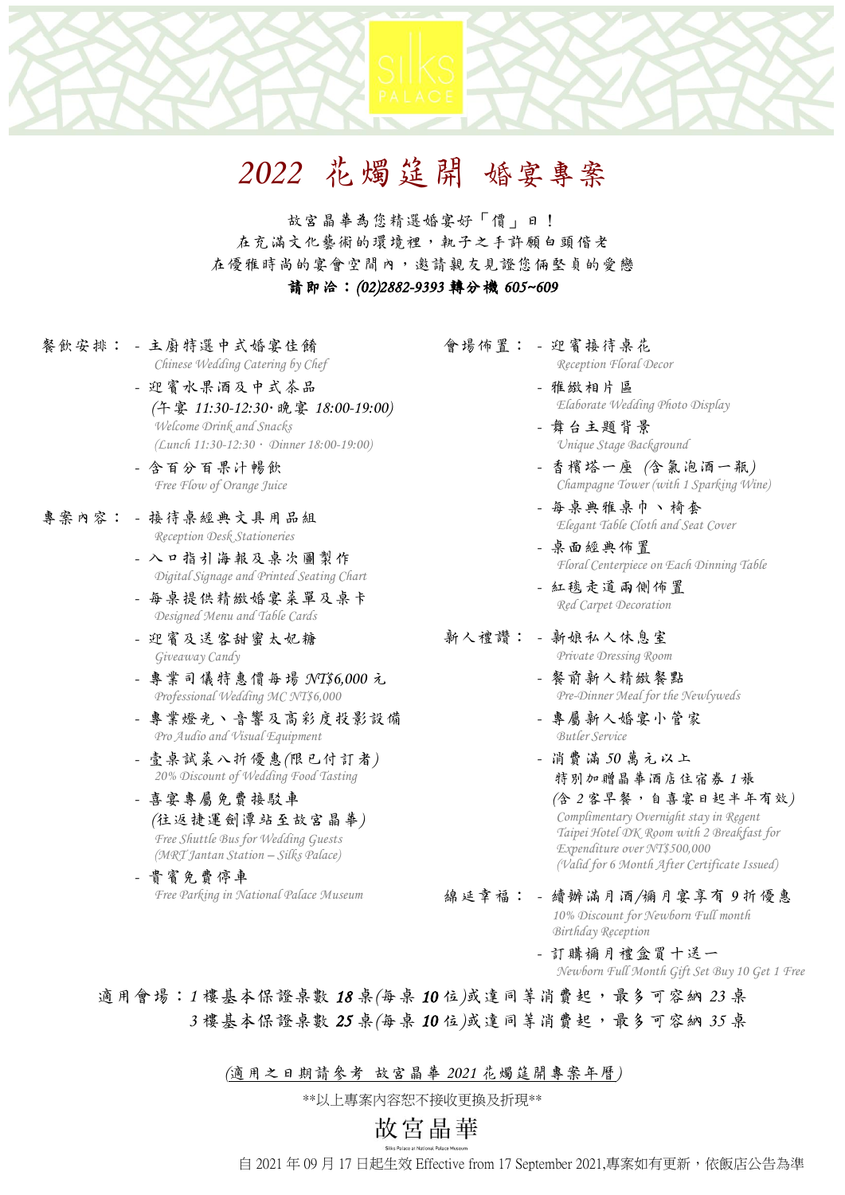# 2022 花燭筵開 婚宴專案

故宮晶華為您精選婚宴好「價」日！
在充滿文化藝術的環境裡，執子之手許願白頭偕老
在優雅時尚的宴會空間內，邀請親友見證您倆堅貞的愛戀
**請即洽：(02)2882-9393 轉分機 605~609**

**餐飲安排：**

- 主廚特選中式婚宴佳餚
  *Chinese Wedding Catering by Chef*
- 迎賓水果酒及中式茶品
  (午宴 11:30-12:30‧晚宴 18:00-19:00)
  *Welcome Drink and Snacks*
  *(Lunch 11:30-12:30‧Dinner 18:00-19:00)*
- 含百分百果汁暢飲
  *Free Flow of Orange Juice*

**專案內容：**

- 接待桌經典文具用品組
  *Reception Desk Stationeries*
- 入口指引海報及桌次圖製作
  *Digital Signage and Printed Seating Chart*
- 每桌提供精緻婚宴菜單及桌卡
  *Designed Menu and Table Cards*
- 迎賓及送客甜蜜太妃糖
  *Giveaway Candy*
- 專業司儀特惠價每場 NT$6,000 元
  *Professional Wedding MC NT$6,000*
- 專業燈光、音響及高彩度投影設備
  *Pro Audio and Visual Equipment*
- 壹桌試菜八折優惠(限已付訂者)
  *20% Discount of Wedding Food Tasting*
- 喜宴專屬免費接駁車
  (往返捷運劍潭站至故宮晶華)
  *Free Shuttle Bus for Wedding Guests*
  *(MRT Jantan Station – Silks Palace)*
- 貴賓免費停車
  *Free Parking in National Palace Museum*

**會場佈置：**

- 迎賓接待桌花
  *Reception Floral Decor*
- 雅緻相片區
  *Elaborate Wedding Photo Display*
- 舞台主題背景
  *Unique Stage Background*
- 香檳塔一座 (含氣泡酒一瓶)
  *Champagne Tower (with 1 Sparking Wine)*
- 每桌典雅桌巾、椅套
  *Elegant Table Cloth and Seat Cover*
- 桌面經典佈置
  *Floral Centerpiece on Each Dinning Table*
- 紅毯走道兩側佈置
  *Red Carpet Decoration*

**新人禮讚：**

- 新娘私人休息室
  *Private Dressing Room*
- 餐前新人精緻餐點
  *Pre-Dinner Meal for the Newlyweds*
- 專屬新人婚宴小管家
  *Butler Service*
- 消費滿 50 萬元以上
  特別加贈晶華酒店住宿券 1 張
  (含 2 客早餐，自喜宴日起半年有效)
  *Complimentary Overnight stay in Regent Taipei Hotel DK Room with 2 Breakfast for Expenditure over NT$500,000*
  *(Valid for 6 Month After Certificate Issued)*

**綿延幸福：**

- 續辦滿月酒/彌月宴享有 9 折優惠
  *10% Discount for Newborn Full month Birthday Reception*
- 訂購彌月禮盒買十送一
  *Newborn Full Month Gift Set Buy 10 Get 1 Free*

適用會場：1 樓基本保證桌數 **18** 桌(每桌 **10** 位)或達同等消費起，最多可容納 23 桌
3 樓基本保證桌數 **25** 桌(每桌 **10** 位)或達同等消費起，最多可容納 35 桌

(適用之日期請參考 故宮晶華 2021 花燭筵開專案年曆)

**以上專案內容恕不接收更換及折現**

故宮晶華

Silks Palace at National Palace Museum

自 2021 年 09 月 17 日起生效 Effective from 17 September 2021,專案如有更新，依飯店公告為準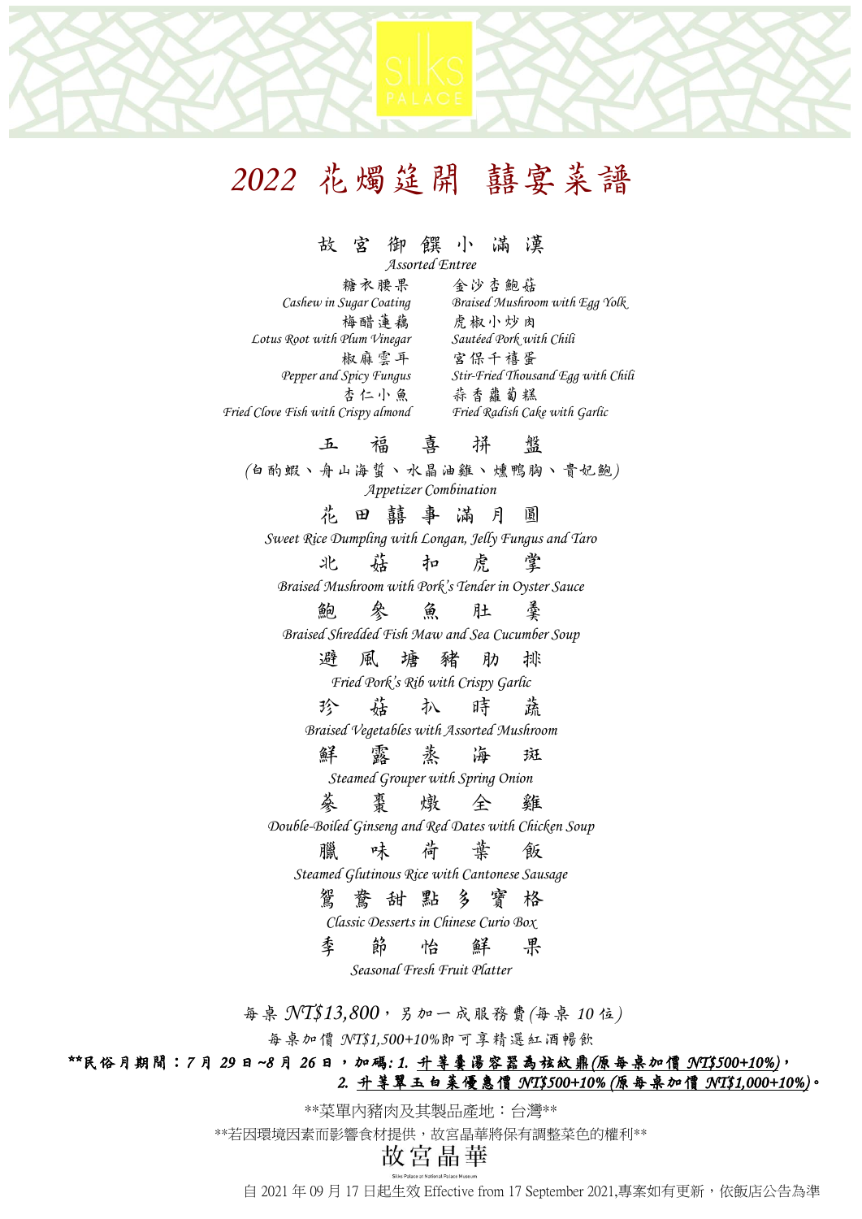SILKS PALACE

# 2022 花燭筵開 囍宴菜譜

## 故宮御饌小滿漢

*Assorted Entree*

糖衣腰果
*Cashew in Sugar Coating*

金沙杏鮑菇
*Braised Mushroom with Egg Yolk*

梅醋蓮藕
*Lotus Root with Plum Vinegar*

虎椒小炒肉
*Sautéed Pork with Chili*

椒麻雲耳
*Pepper and Spicy Fungus*

宮保千禧蛋
*Stir-Fried Thousand Egg with Chili*

杏仁小魚
*Fried Clove Fish with Crispy almond*

蒜香蘿蔔糕
*Fried Radish Cake with Garlic*

## 五福喜拼盤

(白酌蝦、舟山海蜇、水晶油雞、燻鴨胸、貴妃鮑)

*Appetizer Combination*

## 花田囍事滿月圓

*Sweet Rice Dumpling with Longan, Jelly Fungus and Taro*

## 北菇扣虎掌

*Braised Mushroom with Pork's Tender in Oyster Sauce*

## 鮑參魚肚羹

*Braised Shredded Fish Maw and Sea Cucumber Soup*

## 避風塘豬肋排

*Fried Pork's Rib with Crispy Garlic*

## 珍菇扒時蔬

*Braised Vegetables with Assorted Mushroom*

## 鮮露蒸海斑

*Steamed Grouper with Spring Onion*

## 蔘棗燉全雞

*Double-Boiled Ginseng and Red Dates with Chicken Soup*

## 臘味荷葉飯

*Steamed Glutinous Rice with Cantonese Sausage*

## 鴛鴦甜點多寶格

*Classic Desserts in Chinese Curio Box*

## 季節怡鮮果

*Seasonal Fresh Fruit Platter*

每桌 NT$13,800，另加一成服務費(每桌 10 位)

每桌加價 NT$1,500+10%即可享精選紅酒暢飲

**民俗月期間：7 月 29 日~8 月 26 日，加碼: 1. 升等羹湯容器為炫紋鼎(原每桌加價 NT$500+10%)，
2. 升等翠玉白菜優惠價 NT$500+10% (原每桌加價 NT$1,000+10%)。

**菜單內豬肉及其製品產地：台灣**

**若因環境因素而影響食材提供，故宮晶華將保有調整菜色的權利**

故宮晶華

Silks Palace at National Palace Museum

自 2021 年 09 月 17 日起生效 Effective from 17 September 2021,專案如有更新，依飯店公告為準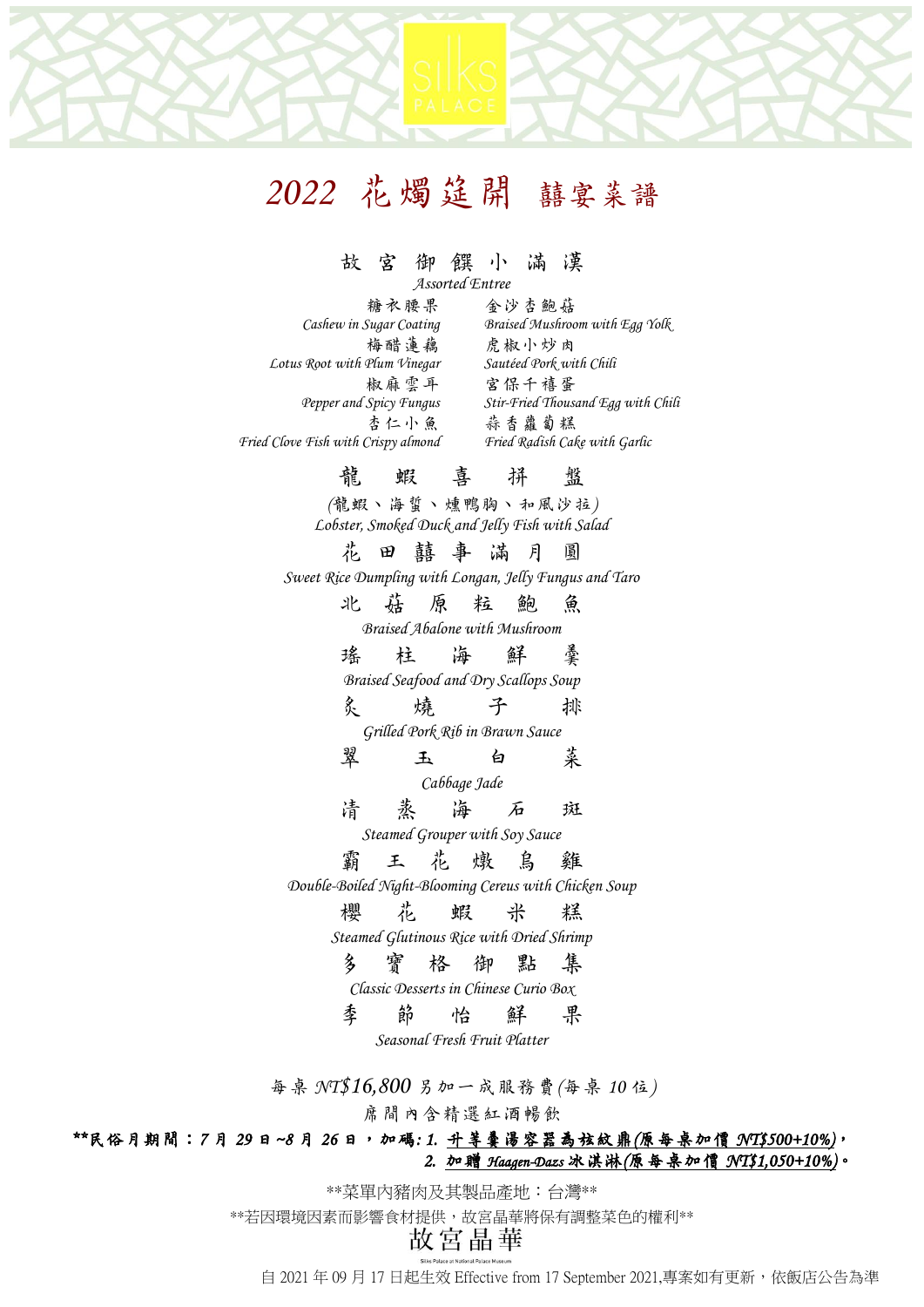SILKS PALACE

# 2022 花燭筵開 囍宴菜譜

## 故 宮 御 饌 小 滿 漢
*Assorted Entree*

糖衣腰果
*Cashew in Sugar Coating*

金沙杏鮑菇
*Braised Mushroom with Egg Yolk*

梅醋蓮藕
*Lotus Root with Plum Vinegar*

虎椒小炒肉
*Sautéed Pork with Chili*

椒麻雲耳
*Pepper and Spicy Fungus*

宮保千禧蛋
*Stir-Fried Thousand Egg with Chili*

杏仁小魚
*Fried Clove Fish with Crispy almond*

蒜香蘿蔔糕
*Fried Radish Cake with Garlic*

## 龍 蝦 喜 拼 盤
(龍蝦、海蜇、燻鴨胸、和風沙拉)
*Lobster, Smoked Duck and Jelly Fish with Salad*

## 花 田 囍 事 滿 月 圓
*Sweet Rice Dumpling with Longan, Jelly Fungus and Taro*

## 北 菇 原 粒 鮑 魚
*Braised Abalone with Mushroom*

## 瑤 柱 海 鮮 羹
*Braised Seafood and Dry Scallops Soup*

## 炙 燒 子 排
*Grilled Pork Rib in Brawn Sauce*

## 翠 玉 白 菜
*Cabbage Jade*

## 清 蒸 海 石 斑
*Steamed Grouper with Soy Sauce*

## 霸 王 花 燉 烏 雞
*Double-Boiled Night-Blooming Cereus with Chicken Soup*

## 櫻 花 蝦 米 糕
*Steamed Glutinous Rice with Dried Shrimp*

## 多 寶 格 御 點 集
*Classic Desserts in Chinese Curio Box*

## 季 節 怡 鮮 果
*Seasonal Fresh Fruit Platter*

每桌 *NT$16,800* 另加一成服務費(每桌 10 位)

席間內含精選紅酒暢飲

****民俗月期間：7 月 29 日~8 月 26 日，加碼: 1. <u>升等羹湯容器為玹紋鼎(原每桌加價 NT$500+10%)</u>，**
**2. <u>加贈 Haagen-Dazs 冰淇淋(原每桌加價 NT$1,050+10%)</u>。**

**菜單內豬肉及其製品產地：台灣**

**若因環境因素而影響食材提供，故宮晶華將保有調整菜色的權利**

故宮晶華
Silks Palace at National Palace Museum

自 2021 年 09 月 17 日起生效 Effective from 17 September 2021,專案如有更新，依飯店公告為準